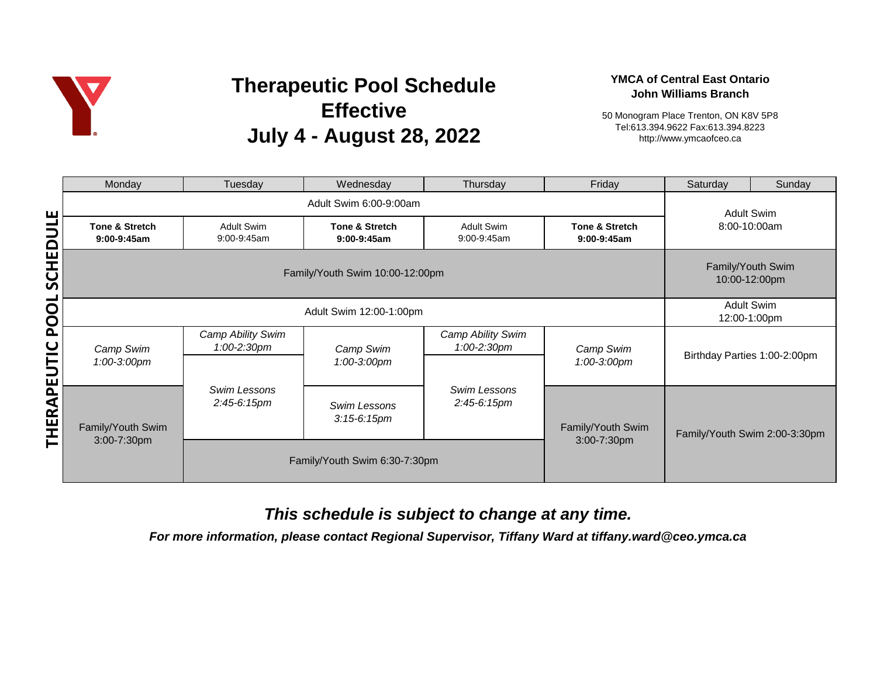# Therapeutic Pool Schedule Effective July 4 - August 28, 2022

**YMCA of Central East Ontario**
**John Williams Branch**

50 Monogram Place Trenton, ON K8V 5P8
Tel:613.394.9622 Fax:613.394.8223
http://www.ymcaofceo.ca

## THERAPEUTIC POOL SCHEDULE

| Monday | Tuesday | Wednesday | Thursday | Friday | Saturday | Sunday |
|---|---|---|---|---|---|---|
| Adult Swim 6:00-9:00am | | | | | Adult Swim 8:00-10:00am | |
| **Tone & Stretch 9:00-9:45am** | Adult Swim 9:00-9:45am | **Tone & Stretch 9:00-9:45am** | Adult Swim 9:00-9:45am | **Tone & Stretch 9:00-9:45am** | | |
| Family/Youth Swim 10:00-12:00pm | | | | | Family/Youth Swim 10:00-12:00pm | |
| Adult Swim 12:00-1:00pm | | | | | Adult Swim 12:00-1:00pm | |
| *Camp Swim 1:00-3:00pm* | *Camp Ability Swim 1:00-2:30pm* | *Camp Swim 1:00-3:00pm* | *Camp Ability Swim 1:00-2:30pm* | *Camp Swim 1:00-3:00pm* | Birthday Parties 1:00-2:00pm | |
| Family/Youth Swim 3:00-7:30pm | *Swim Lessons 2:45-6:15pm* | *Swim Lessons 3:15-6:15pm* | *Swim Lessons 2:45-6:15pm* | Family/Youth Swim 3:00-7:30pm | Family/Youth Swim 2:00-3:30pm | |
| | Family/Youth Swim 6:30-7:30pm | | | | | |

***This schedule is subject to change at any time.***

***For more information, please contact Regional Supervisor, Tiffany Ward at tiffany.ward@ceo.ymca.ca***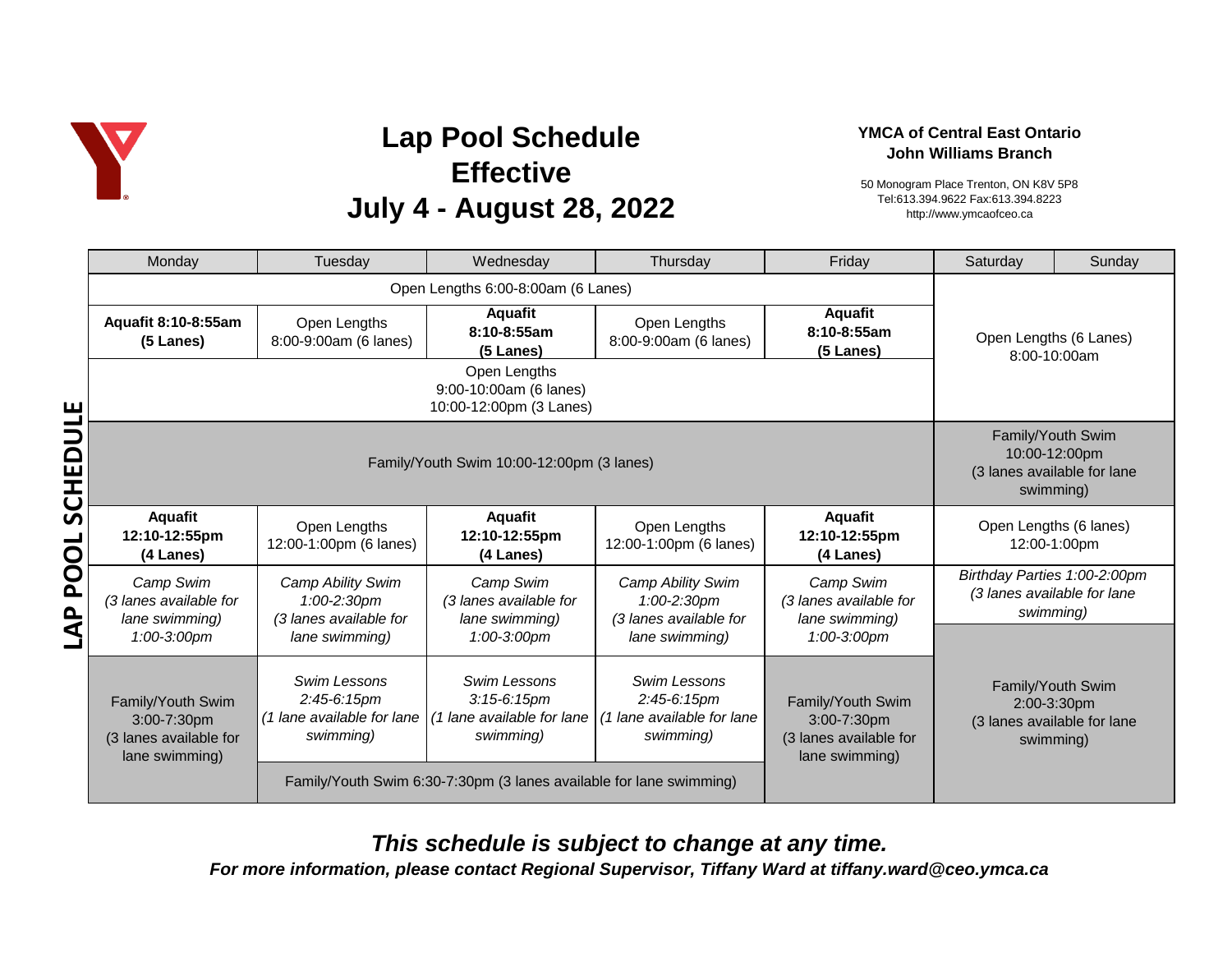# Lap Pool Schedule Effective July 4 - August 28, 2022

**YMCA of Central East Ontario**
**John Williams Branch**

50 Monogram Place Trenton, ON K8V 5P8
Tel:613.394.9622 Fax:613.394.8223
http://www.ymcaofceo.ca

## LAP POOL SCHEDULE

| Monday | Tuesday | Wednesday | Thursday | Friday | Saturday | Sunday |
|---|---|---|---|---|---|---|
| Open Lengths 6:00-8:00am (6 Lanes) | | | | | Open Lengths (6 Lanes) 8:00-10:00am | |
| **Aquafit 8:10-8:55am (5 Lanes)** | Open Lengths 8:00-9:00am (6 lanes) | **Aquafit 8:10-8:55am (5 Lanes)** | Open Lengths 8:00-9:00am (6 lanes) | **Aquafit 8:10-8:55am (5 Lanes)** | | |
| Open Lengths 9:00-10:00am (6 lanes) 10:00-12:00pm (3 Lanes) | | | | | | |
| Family/Youth Swim 10:00-12:00pm (3 lanes) | | | | | Family/Youth Swim 10:00-12:00pm (3 lanes available for lane swimming) | |
| **Aquafit 12:10-12:55pm (4 Lanes)** | Open Lengths 12:00-1:00pm (6 lanes) | **Aquafit 12:10-12:55pm (4 Lanes)** | Open Lengths 12:00-1:00pm (6 lanes) | **Aquafit 12:10-12:55pm (4 Lanes)** | Open Lengths (6 lanes) 12:00-1:00pm | |
| *Camp Swim (3 lanes available for lane swimming) 1:00-3:00pm* | *Camp Ability Swim 1:00-2:30pm (3 lanes available for lane swimming)* | *Camp Swim (3 lanes available for lane swimming) 1:00-3:00pm* | *Camp Ability Swim 1:00-2:30pm (3 lanes available for lane swimming)* | *Camp Swim (3 lanes available for lane swimming) 1:00-3:00pm* | *Birthday Parties 1:00-2:00pm (3 lanes available for lane swimming)* | |
| Family/Youth Swim 3:00-7:30pm (3 lanes available for lane swimming) | *Swim Lessons 2:45-6:15pm (1 lane available for lane swimming)* | *Swim Lessons 3:15-6:15pm (1 lane available for lane swimming)* | *Swim Lessons 2:45-6:15pm (1 lane available for lane swimming)* | Family/Youth Swim 3:00-7:30pm (3 lanes available for lane swimming) | Family/Youth Swim 2:00-3:30pm (3 lanes available for lane swimming) | |
| | Family/Youth Swim 6:30-7:30pm (3 lanes available for lane swimming) | | | | | |

***This schedule is subject to change at any time.***

***For more information, please contact Regional Supervisor, Tiffany Ward at tiffany.ward@ceo.ymca.ca***